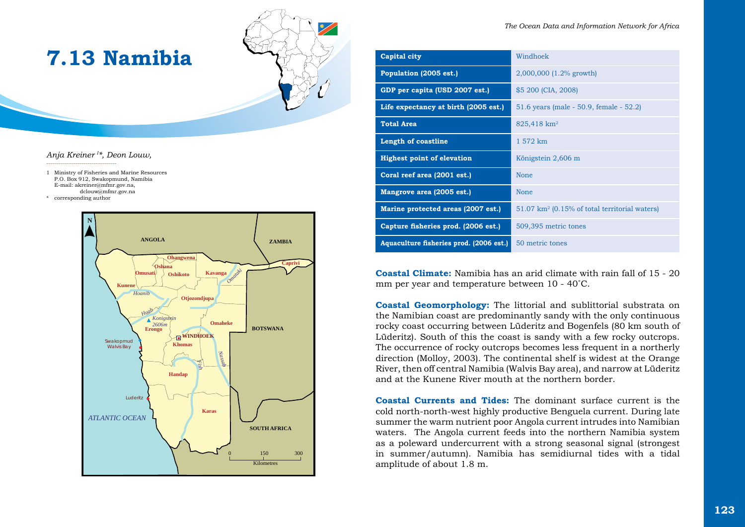# 7.13 Namibia

*Anja Kreiner [1]\*, Deon Louw,*

1 Ministry of Fisheries and Marine Resources
P.O. Box 912, Swakopmund, Namibia
E-mail: akreiner@mfmr.gov.na,
dclouw@mfmr.gov.na

\* corresponding author

| | |
|---|---|
| **Capital city** | Windhoek |
| **Population (2005 est.)** | 2,000,000 (1.2% growth) |
| **GDP per capita (USD 2007 est.)** | $5 200 (CIA, 2008) |
| **Life expectancy at birth (2005 est.)** | 51.6 years (male - 50.9, female - 52.2) |
| **Total Area** | 825,418 km² |
| **Length of coastline** | 1 572 km |
| **Highest point of elevation** | Königstein 2,606 m |
| **Coral reef area (2001 est.)** | None |
| **Mangrove area (2005 est.)** | None |
| **Marine protected areas (2007 est.)** | 51.07 km² (0.15% of total territorial waters) |
| **Capture fisheries prod. (2006 est.)** | 509,395 metric tones |
| **Aquaculture fisheries prod. (2006 est.)** | 50 metric tones |

**Coastal Climate:** Namibia has an arid climate with rain fall of 15 - 20 mm per year and temperature between 10 - 40˚C.

**Coastal Geomorphology:** The littorial and sublittorial substrata on the Namibian coast are predominantly sandy with the only continuous rocky coast occurring between Lüderitz and Bogenfels (80 km south of Lüderitz). South of this the coast is sandy with a few rocky outcrops. The occurrence of rocky outcrops becomes less frequent in a northerly direction (Molloy, 2003). The continental shelf is widest at the Orange River, then off central Namibia (Walvis Bay area), and narrow at Lüderitz and at the Kunene River mouth at the northern border.

**Coastal Currents and Tides:** The dominant surface current is the cold north-north-west highly productive Benguela current. During late summer the warm nutrient poor Angola current intrudes into Namibian waters. The Angola current feeds into the northern Namibia system as a poleward undercurrent with a strong seasonal signal (strongest in summer/autumn). Namibia has semidiurnal tides with a tidal amplitude of about 1.8 m.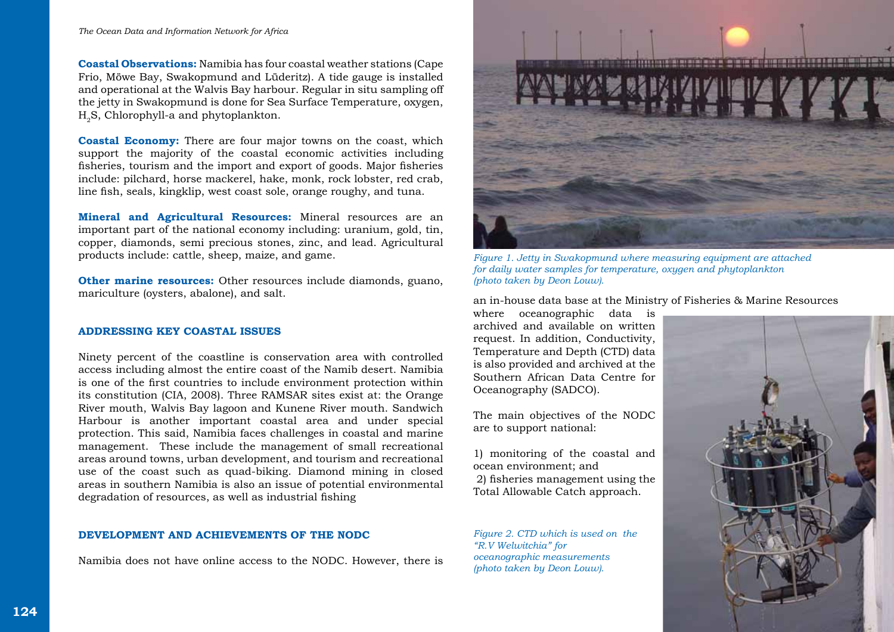**Coastal Observations:** Namibia has four coastal weather stations (Cape Frio, Möwe Bay, Swakopmund and Lüderitz). A tide gauge is installed and operational at the Walvis Bay harbour. Regular in situ sampling off the jetty in Swakopmund is done for Sea Surface Temperature, oxygen, $H_2S$, Chlorophyll-a and phytoplankton.

**Coastal Economy:** There are four major towns on the coast, which support the majority of the coastal economic activities including fisheries, tourism and the import and export of goods. Major fisheries include: pilchard, horse mackerel, hake, monk, rock lobster, red crab, line fish, seals, kingklip, west coast sole, orange roughy, and tuna.

**Mineral and Agricultural Resources:** Mineral resources are an important part of the national economy including: uranium, gold, tin, copper, diamonds, semi precious stones, zinc, and lead. Agricultural products include: cattle, sheep, maize, and game.

**Other marine resources:** Other resources include diamonds, guano, mariculture (oysters, abalone), and salt.

## ADDRESSING KEY COASTAL ISSUES

Ninety percent of the coastline is conservation area with controlled access including almost the entire coast of the Namib desert. Namibia is one of the first countries to include environment protection within its constitution (CIA, 2008). Three RAMSAR sites exist at: the Orange River mouth, Walvis Bay lagoon and Kunene River mouth. Sandwich Harbour is another important coastal area and under special protection. This said, Namibia faces challenges in coastal and marine management. These include the management of small recreational areas around towns, urban development, and tourism and recreational use of the coast such as quad-biking. Diamond mining in closed areas in southern Namibia is also an issue of potential environmental degradation of resources, as well as industrial fishing

## DEVELOPMENT AND ACHIEVEMENTS OF THE NODC

Namibia does not have online access to the NODC. However, there is an in-house data base at the Ministry of Fisheries & Marine Resources where oceanographic data is archived and available on written request. In addition, Conductivity, Temperature and Depth (CTD) data is also provided and archived at the Southern African Data Centre for Oceanography (SADCO).

*Figure 1. Jetty in Swakopmund where measuring equipment are attached for daily water samples for temperature, oxygen and phytoplankton (photo taken by Deon Louw).*

The main objectives of the NODC are to support national:

1) monitoring of the coastal and ocean environment; and
2) fisheries management using the Total Allowable Catch approach.

*Figure 2. CTD which is used on the "R.V Welwitchia" for oceanographic measurements (photo taken by Deon Louw).*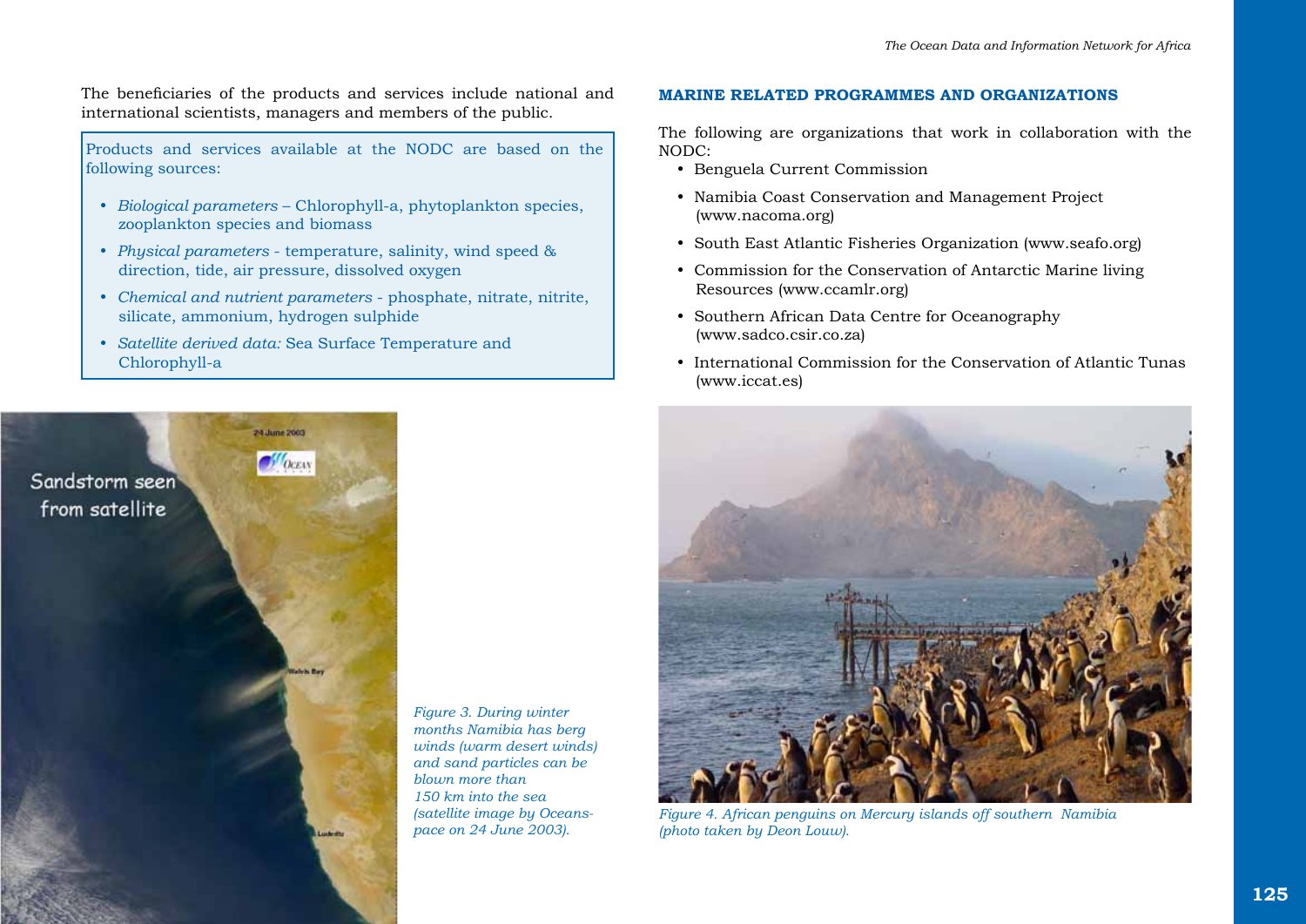The beneficiaries of the products and services include national and international scientists, managers and members of the public.

Products and services available at the NODC are based on the following sources:

- *Biological parameters* – Chlorophyll-a, phytoplankton species, zooplankton species and biomass
- *Physical parameters* - temperature, salinity, wind speed & direction, tide, air pressure, dissolved oxygen
- *Chemical and nutrient parameters* - phosphate, nitrate, nitrite, silicate, ammonium, hydrogen sulphide
- *Satellite derived data:* Sea Surface Temperature and Chlorophyll-a

*Figure 3. During winter months Namibia has berg winds (warm desert winds) and sand particles can be blown more than 150 km into the sea (satellite image by Oceans-pace on 24 June 2003).*

## MARINE RELATED PROGRAMMES AND ORGANIZATIONS

The following are organizations that work in collaboration with the NODC:

- Benguela Current Commission
- Namibia Coast Conservation and Management Project (www.nacoma.org)
- South East Atlantic Fisheries Organization (www.seafo.org)
- Commission for the Conservation of Antarctic Marine living Resources (www.ccamlr.org)
- Southern African Data Centre for Oceanography (www.sadco.csir.co.za)
- International Commission for the Conservation of Atlantic Tunas (www.iccat.es)

*Figure 4. African penguins on Mercury islands off southern Namibia (photo taken by Deon Louw).*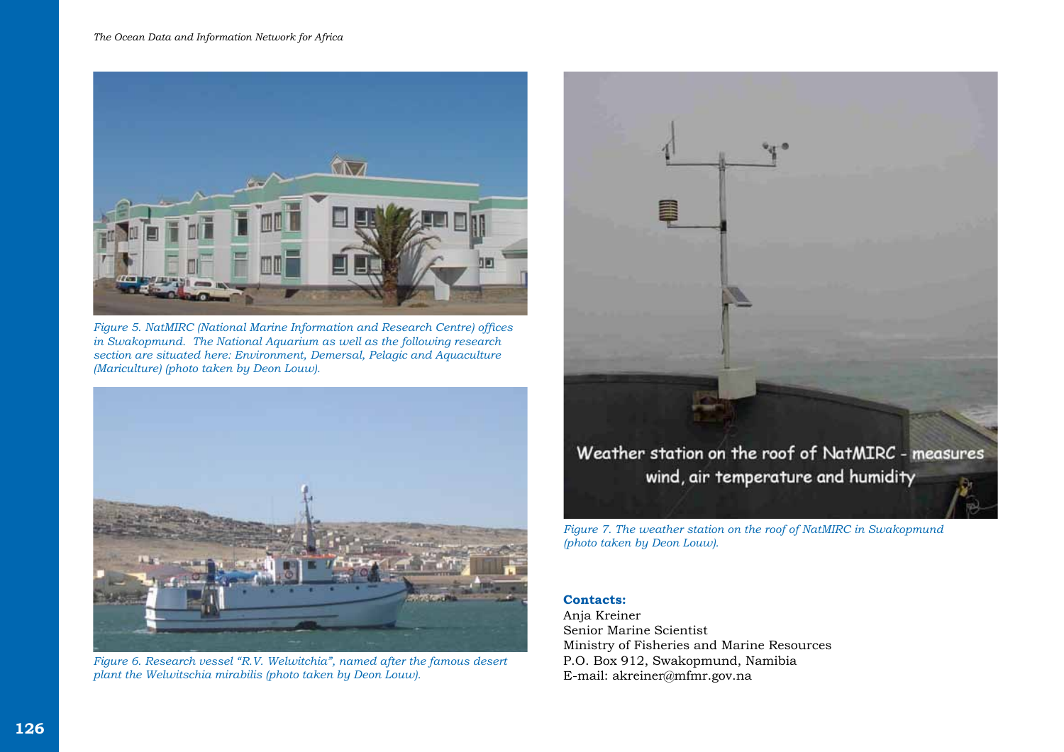Figure 5. NatMIRC (National Marine Information and Research Centre) offices in Swakopmund. The National Aquarium as well as the following research section are situated here: Environment, Demersal, Pelagic and Aquaculture (Mariculture) (photo taken by Deon Louw).

Figure 6. Research vessel "R.V. Welwitchia", named after the famous desert plant the Welwitschia mirabilis (photo taken by Deon Louw).

Figure 7. The weather station on the roof of NatMIRC in Swakopmund (photo taken by Deon Louw).

**Contacts:**

Anja Kreiner
Senior Marine Scientist
Ministry of Fisheries and Marine Resources
P.O. Box 912, Swakopmund, Namibia
E-mail: akreiner@mfmr.gov.na